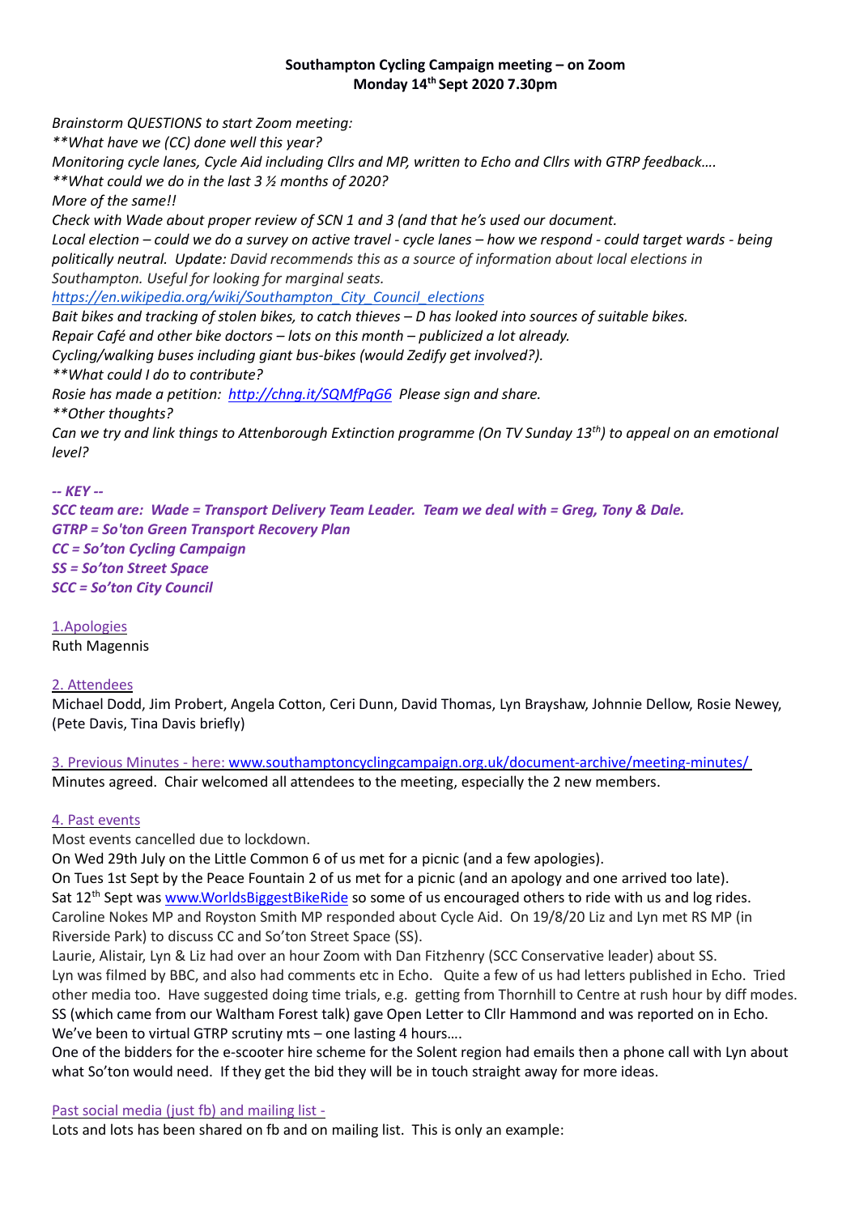**Southampton Cycling Campaign meeting – on Zoom**
**Monday 14th Sept 2020 7.30pm**

*Brainstorm QUESTIONS to start Zoom meeting:*
*\*\*What have we (CC) done well this year?*
*Monitoring cycle lanes, Cycle Aid including Cllrs and MP, written to Echo and Cllrs with GTRP feedback….*
*\*\*What could we do in the last 3 ½ months of 2020?*
*More of the same!!*
*Check with Wade about proper review of SCN 1 and 3 (and that he's used our document.*
*Local election – could we do a survey on active travel - cycle lanes – how we respond - could target wards - being politically neutral. Update: David recommends this as a source of information about local elections in Southampton. Useful for looking for marginal seats.*
*https://en.wikipedia.org/wiki/Southampton_City_Council_elections*
*Bait bikes and tracking of stolen bikes, to catch thieves – D has looked into sources of suitable bikes.*
*Repair Café and other bike doctors – lots on this month – publicized a lot already.*
*Cycling/walking buses including giant bus-bikes (would Zedify get involved?).*
*\*\*What could I do to contribute?*
*Rosie has made a petition: http://chng.it/SQMfPqG6 Please sign and share.*
*\*\*Other thoughts?*
*Can we try and link things to Attenborough Extinction programme (On TV Sunday 13th) to appeal on an emotional level?*

***-- KEY --***
***SCC team are: Wade = Transport Delivery Team Leader. Team we deal with = Greg, Tony & Dale.***
***GTRP = So'ton Green Transport Recovery Plan***
***CC = So'ton Cycling Campaign***
***SS = So'ton Street Space***
***SCC = So'ton City Council***

## 1.Apologies

Ruth Magennis

## 2. Attendees

Michael Dodd, Jim Probert, Angela Cotton, Ceri Dunn, David Thomas, Lyn Brayshaw, Johnnie Dellow, Rosie Newey, (Pete Davis, Tina Davis briefly)

## 3. Previous Minutes - here: www.southamptoncyclingcampaign.org.uk/document-archive/meeting-minutes/

Minutes agreed. Chair welcomed all attendees to the meeting, especially the 2 new members.

## 4. Past events

Most events cancelled due to lockdown.
On Wed 29th July on the Little Common 6 of us met for a picnic (and a few apologies).
On Tues 1st Sept by the Peace Fountain 2 of us met for a picnic (and an apology and one arrived too late).
Sat 12th Sept was www.WorldsBiggestBikeRide so some of us encouraged others to ride with us and log rides.
Caroline Nokes MP and Royston Smith MP responded about Cycle Aid. On 19/8/20 Liz and Lyn met RS MP (in Riverside Park) to discuss CC and So'ton Street Space (SS).
Laurie, Alistair, Lyn & Liz had over an hour Zoom with Dan Fitzhenry (SCC Conservative leader) about SS.
Lyn was filmed by BBC, and also had comments etc in Echo. Quite a few of us had letters published in Echo. Tried other media too. Have suggested doing time trials, e.g. getting from Thornhill to Centre at rush hour by diff modes.
SS (which came from our Waltham Forest talk) gave Open Letter to Cllr Hammond and was reported on in Echo.
We've been to virtual GTRP scrutiny mts – one lasting 4 hours….
One of the bidders for the e-scooter hire scheme for the Solent region had emails then a phone call with Lyn about what So'ton would need. If they get the bid they will be in touch straight away for more ideas.

## Past social media (just fb) and mailing list -

Lots and lots has been shared on fb and on mailing list. This is only an example: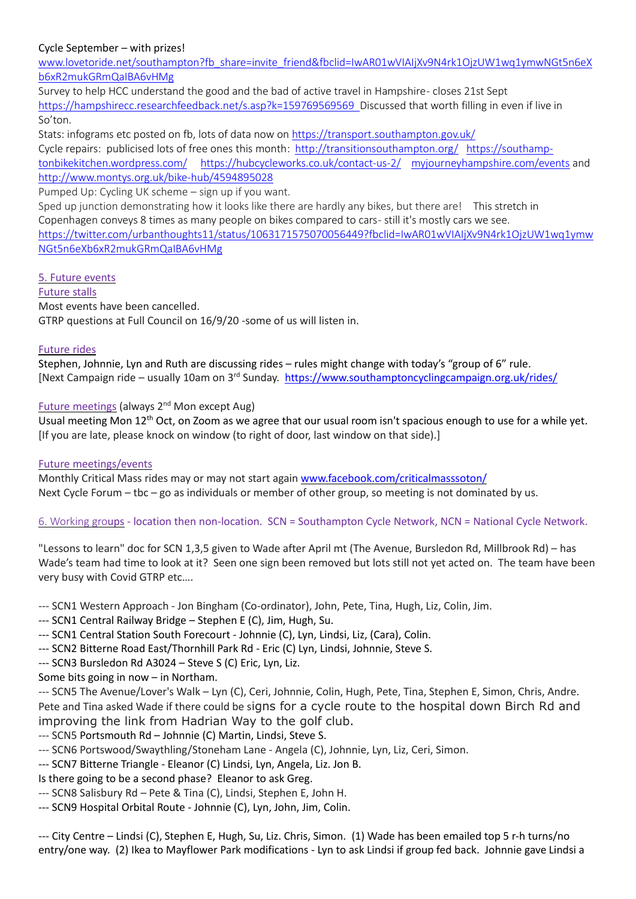Cycle September – with prizes!
www.lovetoride.net/southampton?fb_share=invite_friend&fbclid=IwAR01wVIAIjXv9N4rk1OjzUW1wq1ymwNGt5n6eXb6xR2mukGRmQaIBA6vHMg

Survey to help HCC understand the good and the bad of active travel in Hampshire- closes 21st Sept https://hampshirecc.researchfeedback.net/s.asp?k=159769569569 Discussed that worth filling in even if live in So'ton.

Stats: infograms etc posted on fb, lots of data now on https://transport.southampton.gov.uk/

Cycle repairs: publicised lots of free ones this month: http://transitionsouthampton.org/ https://southamp-tonbikekitchen.wordpress.com/ https://hubcycleworks.co.uk/contact-us-2/ myjourneyhampshire.com/events and http://www.montys.org.uk/bike-hub/4594895028

Pumped Up: Cycling UK scheme – sign up if you want.

Sped up junction demonstrating how it looks like there are hardly any bikes, but there are! This stretch in Copenhagen conveys 8 times as many people on bikes compared to cars- still it's mostly cars we see. https://twitter.com/urbanthoughts11/status/1063171575070056449?fbclid=IwAR01wVIAIjXv9N4rk1OjzUW1wq1ymwNGt5n6eXb6xR2mukGRmQaIBA6vHMg

## 5. Future events

### Future stalls

Most events have been cancelled.
GTRP questions at Full Council on 16/9/20 -some of us will listen in.

### Future rides

Stephen, Johnnie, Lyn and Ruth are discussing rides – rules might change with today's "group of 6" rule.
[Next Campaign ride – usually 10am on 3rd Sunday. https://www.southamptoncyclingcampaign.org.uk/rides/

### Future meetings (always 2nd Mon except Aug)

Usual meeting Mon 12th Oct, on Zoom as we agree that our usual room isn't spacious enough to use for a while yet.
[If you are late, please knock on window (to right of door, last window on that side).]

### Future meetings/events

Monthly Critical Mass rides may or may not start again www.facebook.com/criticalmasssoton/
Next Cycle Forum – tbc – go as individuals or member of other group, so meeting is not dominated by us.

## 6. Working groups - location then non-location. SCN = Southampton Cycle Network, NCN = National Cycle Network.

"Lessons to learn" doc for SCN 1,3,5 given to Wade after April mt (The Avenue, Bursledon Rd, Millbrook Rd) – has Wade's team had time to look at it? Seen one sign been removed but lots still not yet acted on. The team have been very busy with Covid GTRP etc….

--- SCN1 Western Approach - Jon Bingham (Co-ordinator), John, Pete, Tina, Hugh, Liz, Colin, Jim.
--- SCN1 Central Railway Bridge – Stephen E (C), Jim, Hugh, Su.
--- SCN1 Central Station South Forecourt - Johnnie (C), Lyn, Lindsi, Liz, (Cara), Colin.
--- SCN2 Bitterne Road East/Thornhill Park Rd - Eric (C) Lyn, Lindsi, Johnnie, Steve S.
--- SCN3 Bursledon Rd A3024 – Steve S (C) Eric, Lyn, Liz.
Some bits going in now – in Northam.
--- SCN5 The Avenue/Lover's Walk – Lyn (C), Ceri, Johnnie, Colin, Hugh, Pete, Tina, Stephen E, Simon, Chris, Andre.
Pete and Tina asked Wade if there could be signs for a cycle route to the hospital down Birch Rd and improving the link from Hadrian Way to the golf club.
--- SCN5 Portsmouth Rd – Johnnie (C) Martin, Lindsi, Steve S.
--- SCN6 Portswood/Swaythling/Stoneham Lane - Angela (C), Johnnie, Lyn, Liz, Ceri, Simon.
--- SCN7 Bitterne Triangle - Eleanor (C) Lindsi, Lyn, Angela, Liz. Jon B.
Is there going to be a second phase? Eleanor to ask Greg.
--- SCN8 Salisbury Rd – Pete & Tina (C), Lindsi, Stephen E, John H.
--- SCN9 Hospital Orbital Route - Johnnie (C), Lyn, John, Jim, Colin.

--- City Centre – Lindsi (C), Stephen E, Hugh, Su, Liz. Chris, Simon. (1) Wade has been emailed top 5 r-h turns/no entry/one way. (2) Ikea to Mayflower Park modifications - Lyn to ask Lindsi if group fed back. Johnnie gave Lindsi a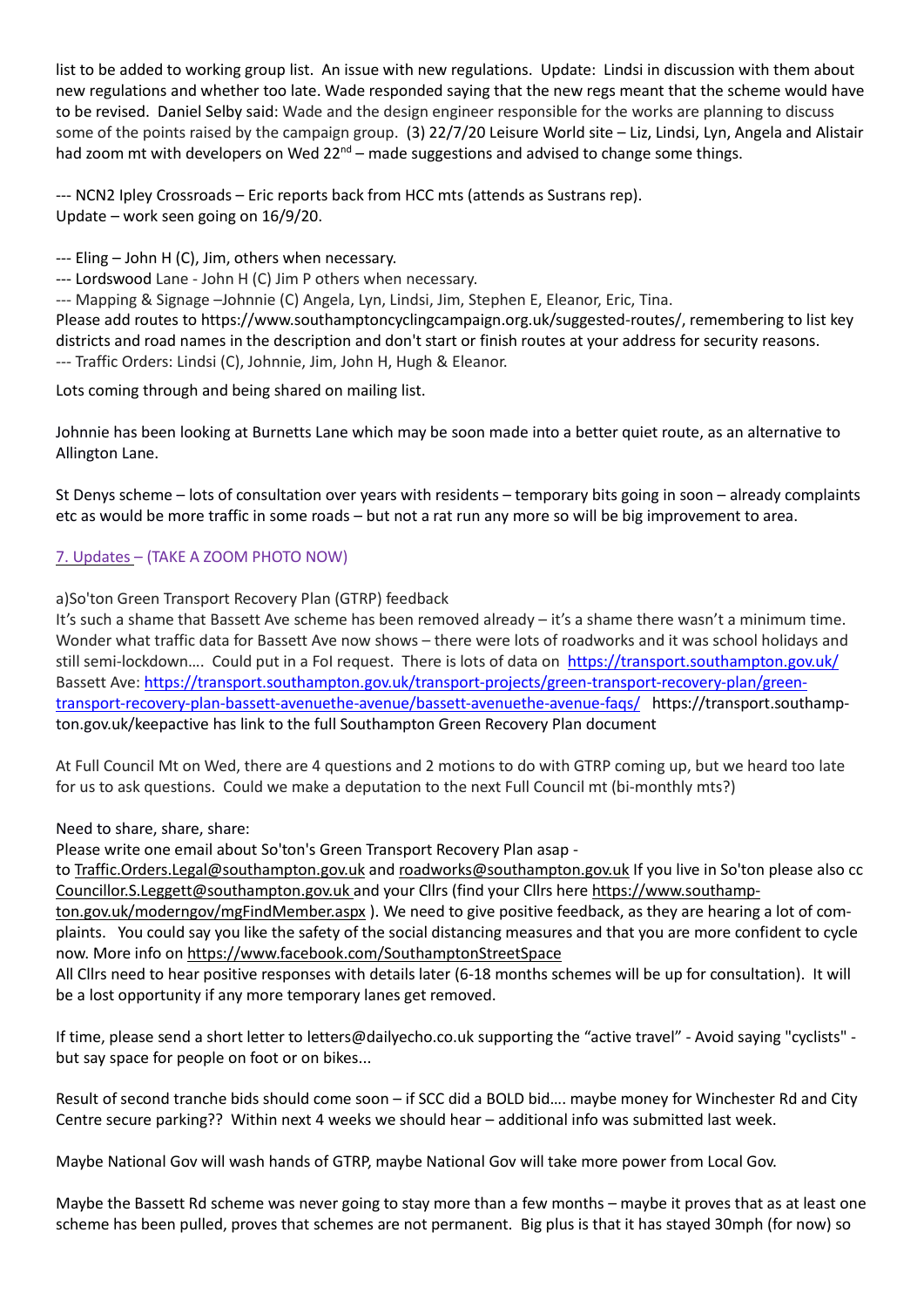list to be added to working group list. An issue with new regulations. Update: Lindsi in discussion with them about new regulations and whether too late. Wade responded saying that the new regs meant that the scheme would have to be revised. Daniel Selby said: Wade and the design engineer responsible for the works are planning to discuss some of the points raised by the campaign group. (3) 22/7/20 Leisure World site – Liz, Lindsi, Lyn, Angela and Alistair had zoom mt with developers on Wed 22nd – made suggestions and advised to change some things.

--- NCN2 Ipley Crossroads – Eric reports back from HCC mts (attends as Sustrans rep). Update – work seen going on 16/9/20.

--- Eling – John H (C), Jim, others when necessary.
--- Lordswood Lane - John H (C) Jim P others when necessary.
--- Mapping & Signage –Johnnie (C) Angela, Lyn, Lindsi, Jim, Stephen E, Eleanor, Eric, Tina.
Please add routes to https://www.southamptoncyclingcampaign.org.uk/suggested-routes/, remembering to list key districts and road names in the description and don't start or finish routes at your address for security reasons.
--- Traffic Orders: Lindsi (C), Johnnie, Jim, John H, Hugh & Eleanor.

Lots coming through and being shared on mailing list.

Johnnie has been looking at Burnetts Lane which may be soon made into a better quiet route, as an alternative to Allington Lane.

St Denys scheme – lots of consultation over years with residents – temporary bits going in soon – already complaints etc as would be more traffic in some roads – but not a rat run any more so will be big improvement to area.

7. Updates – (TAKE A ZOOM PHOTO NOW)

a)So'ton Green Transport Recovery Plan (GTRP) feedback
It's such a shame that Bassett Ave scheme has been removed already – it's a shame there wasn't a minimum time. Wonder what traffic data for Bassett Ave now shows – there were lots of roadworks and it was school holidays and still semi-lockdown…. Could put in a FoI request. There is lots of data on https://transport.southampton.gov.uk/ Bassett Ave: https://transport.southampton.gov.uk/transport-projects/green-transport-recovery-plan/green-transport-recovery-plan-bassett-avenuethe-avenue/bassett-avenuethe-avenue-faqs/ https://transport.southampton.gov.uk/keepactive has link to the full Southampton Green Recovery Plan document

At Full Council Mt on Wed, there are 4 questions and 2 motions to do with GTRP coming up, but we heard too late for us to ask questions. Could we make a deputation to the next Full Council mt (bi-monthly mts?)

Need to share, share, share:
Please write one email about So'ton's Green Transport Recovery Plan asap - to Traffic.Orders.Legal@southampton.gov.uk and roadworks@southampton.gov.uk If you live in So'ton please also cc Councillor.S.Leggett@southampton.gov.uk and your Cllrs (find your Cllrs here https://www.southampton.gov.uk/moderngov/mgFindMember.aspx ). We need to give positive feedback, as they are hearing a lot of complaints. You could say you like the safety of the social distancing measures and that you are more confident to cycle now. More info on https://www.facebook.com/SouthamptonStreetSpace
All Cllrs need to hear positive responses with details later (6-18 months schemes will be up for consultation). It will be a lost opportunity if any more temporary lanes get removed.

If time, please send a short letter to letters@dailyecho.co.uk supporting the "active travel" - Avoid saying "cyclists" - but say space for people on foot or on bikes...

Result of second tranche bids should come soon – if SCC did a BOLD bid…. maybe money for Winchester Rd and City Centre secure parking?? Within next 4 weeks we should hear – additional info was submitted last week.

Maybe National Gov will wash hands of GTRP, maybe National Gov will take more power from Local Gov.

Maybe the Bassett Rd scheme was never going to stay more than a few months – maybe it proves that as at least one scheme has been pulled, proves that schemes are not permanent. Big plus is that it has stayed 30mph (for now) so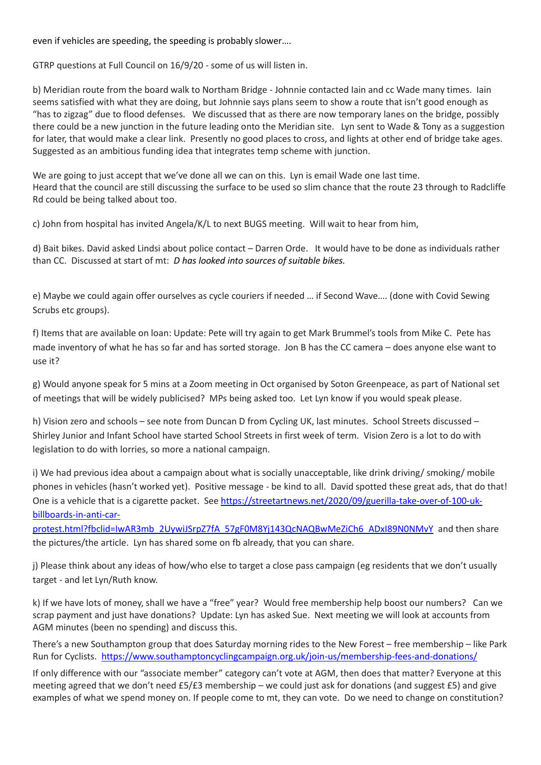even if vehicles are speeding, the speeding is probably slower….

GTRP questions at Full Council on 16/9/20 - some of us will listen in.

b) Meridian route from the board walk to Northam Bridge - Johnnie contacted Iain and cc Wade many times. Iain seems satisfied with what they are doing, but Johnnie says plans seem to show a route that isn't good enough as "has to zigzag" due to flood defenses. We discussed that as there are now temporary lanes on the bridge, possibly there could be a new junction in the future leading onto the Meridian site. Lyn sent to Wade & Tony as a suggestion for later, that would make a clear link. Presently no good places to cross, and lights at other end of bridge take ages. Suggested as an ambitious funding idea that integrates temp scheme with junction.

We are going to just accept that we've done all we can on this. Lyn is email Wade one last time.
Heard that the council are still discussing the surface to be used so slim chance that the route 23 through to Radcliffe Rd could be being talked about too.

c) John from hospital has invited Angela/K/L to next BUGS meeting. Will wait to hear from him,

d) Bait bikes. David asked Lindsi about police contact – Darren Orde. It would have to be done as individuals rather than CC. Discussed at start of mt: *D has looked into sources of suitable bikes.*

e) Maybe we could again offer ourselves as cycle couriers if needed … if Second Wave…. (done with Covid Sewing Scrubs etc groups).

f) Items that are available on loan: Update: Pete will try again to get Mark Brummel's tools from Mike C. Pete has made inventory of what he has so far and has sorted storage. Jon B has the CC camera – does anyone else want to use it?

g) Would anyone speak for 5 mins at a Zoom meeting in Oct organised by Soton Greenpeace, as part of National set of meetings that will be widely publicised? MPs being asked too. Let Lyn know if you would speak please.

h) Vision zero and schools – see note from Duncan D from Cycling UK, last minutes. School Streets discussed – Shirley Junior and Infant School have started School Streets in first week of term. Vision Zero is a lot to do with legislation to do with lorries, so more a national campaign.

i) We had previous idea about a campaign about what is socially unacceptable, like drink driving/ smoking/ mobile phones in vehicles (hasn't worked yet). Positive message - be kind to all. David spotted these great ads, that do that! One is a vehicle that is a cigarette packet. See https://streetartnews.net/2020/09/guerilla-take-over-of-100-uk-billboards-in-anti-car-protest.html?fbclid=IwAR3mb_2UywiJSrpZ7fA_57gF0M8Yj143QcNAQBwMeZiCh6_ADxI89N0NMvY and then share the pictures/the article. Lyn has shared some on fb already, that you can share.

j) Please think about any ideas of how/who else to target a close pass campaign (eg residents that we don't usually target - and let Lyn/Ruth know.

k) If we have lots of money, shall we have a "free" year? Would free membership help boost our numbers? Can we scrap payment and just have donations? Update: Lyn has asked Sue. Next meeting we will look at accounts from AGM minutes (been no spending) and discuss this.

There's a new Southampton group that does Saturday morning rides to the New Forest – free membership – like Park Run for Cyclists. https://www.southamptoncyclingcampaign.org.uk/join-us/membership-fees-and-donations/

If only difference with our "associate member" category can't vote at AGM, then does that matter? Everyone at this meeting agreed that we don't need £5/£3 membership – we could just ask for donations (and suggest £5) and give examples of what we spend money on. If people come to mt, they can vote. Do we need to change on constitution?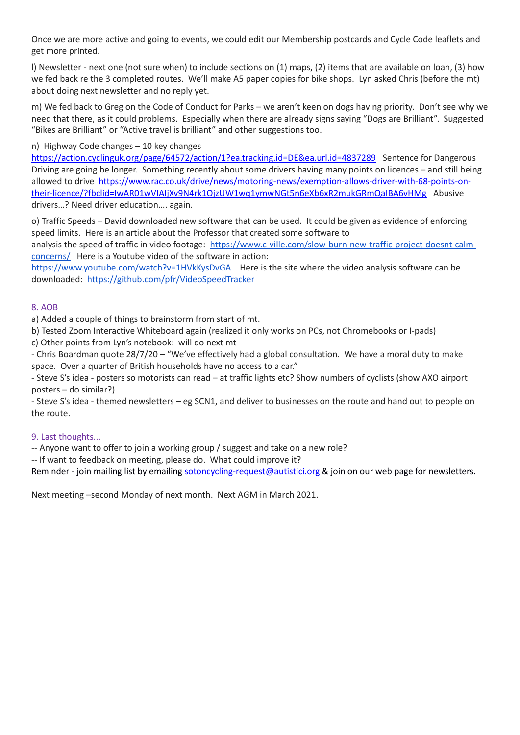Once we are more active and going to events, we could edit our Membership postcards and Cycle Code leaflets and get more printed.

l) Newsletter - next one (not sure when) to include sections on (1) maps, (2) items that are available on loan, (3) how we fed back re the 3 completed routes. We'll make A5 paper copies for bike shops. Lyn asked Chris (before the mt) about doing next newsletter and no reply yet.

m) We fed back to Greg on the Code of Conduct for Parks – we aren't keen on dogs having priority. Don't see why we need that there, as it could problems. Especially when there are already signs saying "Dogs are Brilliant". Suggested "Bikes are Brilliant" or "Active travel is brilliant" and other suggestions too.

n) Highway Code changes – 10 key changes
https://action.cyclinguk.org/page/64572/action/1?ea.tracking.id=DE&ea.url.id=4837289 Sentence for Dangerous Driving are going be longer. Something recently about some drivers having many points on licences – and still being allowed to drive https://www.rac.co.uk/drive/news/motoring-news/exemption-allows-driver-with-68-points-on-their-licence/?fbclid=IwAR01wVIAIjXv9N4rk1OjzUW1wq1ymwNGt5n6eXb6xR2mukGRmQaIBA6vHMg Abusive drivers…? Need driver education…. again.

o) Traffic Speeds – David downloaded new software that can be used. It could be given as evidence of enforcing speed limits. Here is an article about the Professor that created some software to analysis the speed of traffic in video footage: https://www.c-ville.com/slow-burn-new-traffic-project-doesnt-calm-concerns/ Here is a Youtube video of the software in action: https://www.youtube.com/watch?v=1HVkKysDvGA Here is the site where the video analysis software can be downloaded: https://github.com/pfr/VideoSpeedTracker

8. AOB

a) Added a couple of things to brainstorm from start of mt.
b) Tested Zoom Interactive Whiteboard again (realized it only works on PCs, not Chromebooks or I-pads)
c) Other points from Lyn's notebook: will do next mt
- Chris Boardman quote 28/7/20 – "We've effectively had a global consultation. We have a moral duty to make space. Over a quarter of British households have no access to a car."
- Steve S's idea - posters so motorists can read – at traffic lights etc? Show numbers of cyclists (show AXO airport posters – do similar?)
- Steve S's idea - themed newsletters – eg SCN1, and deliver to businesses on the route and hand out to people on the route.

9. Last thoughts...

-- Anyone want to offer to join a working group / suggest and take on a new role?
-- If want to feedback on meeting, please do. What could improve it?
Reminder - join mailing list by emailing sotoncycling-request@autistici.org & join on our web page for newsletters.

Next meeting –second Monday of next month. Next AGM in March 2021.